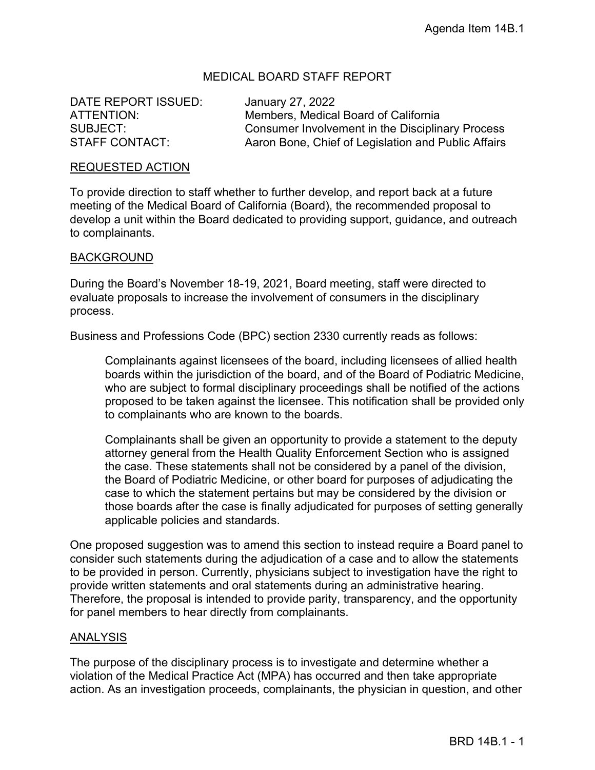Agenda Item 14B.1

# MEDICAL BOARD STAFF REPORT

| | |
|---|---|
| DATE REPORT ISSUED: | January 27, 2022 |
| ATTENTION: | Members, Medical Board of California |
| SUBJECT: | Consumer Involvement in the Disciplinary Process |
| STAFF CONTACT: | Aaron Bone, Chief of Legislation and Public Affairs |

## REQUESTED ACTION

To provide direction to staff whether to further develop, and report back at a future meeting of the Medical Board of California (Board), the recommended proposal to develop a unit within the Board dedicated to providing support, guidance, and outreach to complainants.

## BACKGROUND

During the Board's November 18-19, 2021, Board meeting, staff were directed to evaluate proposals to increase the involvement of consumers in the disciplinary process.

Business and Professions Code (BPC) section 2330 currently reads as follows:

> Complainants against licensees of the board, including licensees of allied health boards within the jurisdiction of the board, and of the Board of Podiatric Medicine, who are subject to formal disciplinary proceedings shall be notified of the actions proposed to be taken against the licensee. This notification shall be provided only to complainants who are known to the boards.
>
> Complainants shall be given an opportunity to provide a statement to the deputy attorney general from the Health Quality Enforcement Section who is assigned the case. These statements shall not be considered by a panel of the division, the Board of Podiatric Medicine, or other board for purposes of adjudicating the case to which the statement pertains but may be considered by the division or those boards after the case is finally adjudicated for purposes of setting generally applicable policies and standards.

One proposed suggestion was to amend this section to instead require a Board panel to consider such statements during the adjudication of a case and to allow the statements to be provided in person. Currently, physicians subject to investigation have the right to provide written statements and oral statements during an administrative hearing. Therefore, the proposal is intended to provide parity, transparency, and the opportunity for panel members to hear directly from complainants.

## ANALYSIS

The purpose of the disciplinary process is to investigate and determine whether a violation of the Medical Practice Act (MPA) has occurred and then take appropriate action. As an investigation proceeds, complainants, the physician in question, and other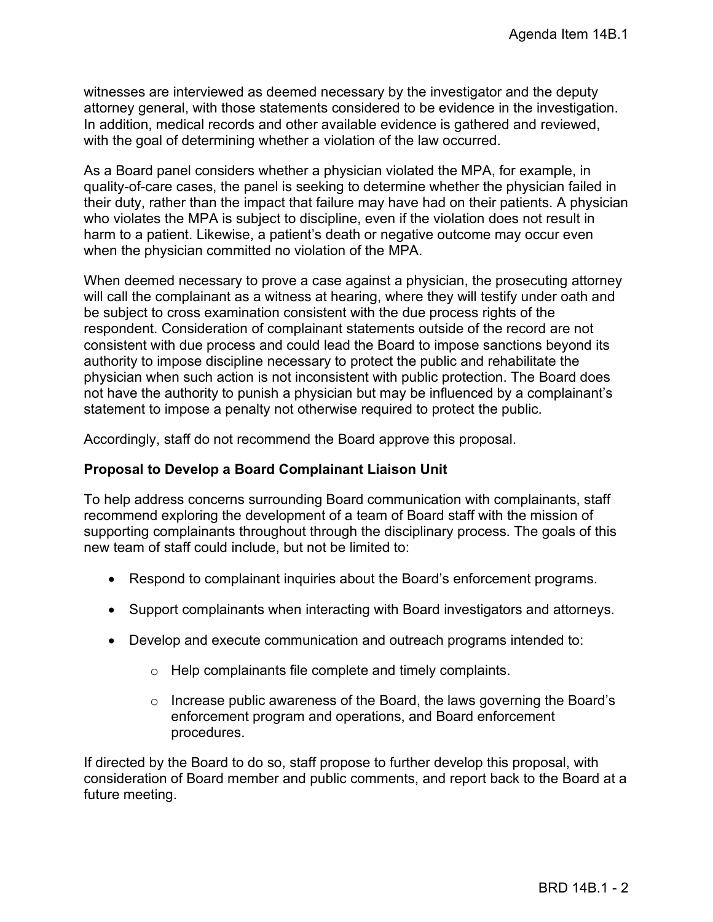witnesses are interviewed as deemed necessary by the investigator and the deputy attorney general, with those statements considered to be evidence in the investigation. In addition, medical records and other available evidence is gathered and reviewed, with the goal of determining whether a violation of the law occurred.

As a Board panel considers whether a physician violated the MPA, for example, in quality-of-care cases, the panel is seeking to determine whether the physician failed in their duty, rather than the impact that failure may have had on their patients. A physician who violates the MPA is subject to discipline, even if the violation does not result in harm to a patient. Likewise, a patient's death or negative outcome may occur even when the physician committed no violation of the MPA.

When deemed necessary to prove a case against a physician, the prosecuting attorney will call the complainant as a witness at hearing, where they will testify under oath and be subject to cross examination consistent with the due process rights of the respondent. Consideration of complainant statements outside of the record are not consistent with due process and could lead the Board to impose sanctions beyond its authority to impose discipline necessary to protect the public and rehabilitate the physician when such action is not inconsistent with public protection. The Board does not have the authority to punish a physician but may be influenced by a complainant's statement to impose a penalty not otherwise required to protect the public.

Accordingly, staff do not recommend the Board approve this proposal.

**Proposal to Develop a Board Complainant Liaison Unit**

To help address concerns surrounding Board communication with complainants, staff recommend exploring the development of a team of Board staff with the mission of supporting complainants throughout through the disciplinary process. The goals of this new team of staff could include, but not be limited to:

- Respond to complainant inquiries about the Board's enforcement programs.
- Support complainants when interacting with Board investigators and attorneys.
- Develop and execute communication and outreach programs intended to:
  - Help complainants file complete and timely complaints.
  - Increase public awareness of the Board, the laws governing the Board's enforcement program and operations, and Board enforcement procedures.

If directed by the Board to do so, staff propose to further develop this proposal, with consideration of Board member and public comments, and report back to the Board at a future meeting.